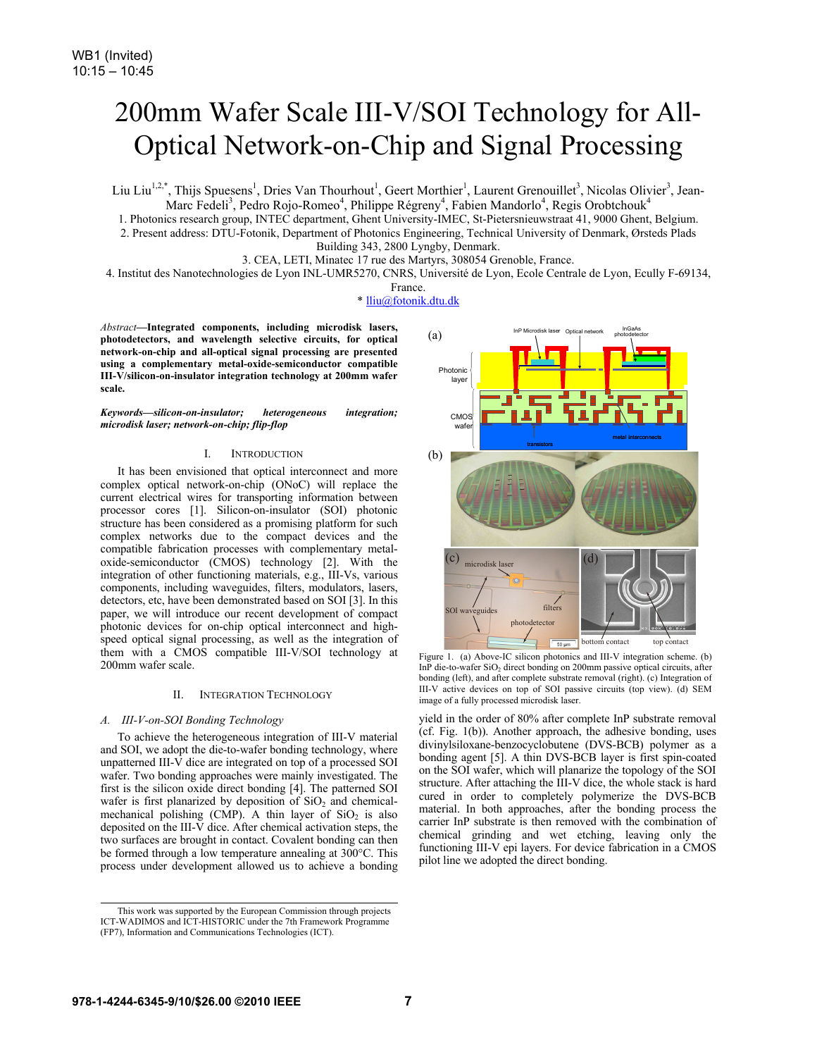WB1 (Invited)
10:15 – 10:45

# 200mm Wafer Scale III-V/SOI Technology for All-Optical Network-on-Chip and Signal Processing

Liu Liu[1,2,*], Thijs Spuesens[1], Dries Van Thourhout[1], Geert Morthier[1], Laurent Grenouillet[3], Nicolas Olivier[3], Jean-Marc Fedeli[3], Pedro Rojo-Romeo[4], Philippe Régreny[4], Fabien Mandorlo[4], Regis Orobtchouk[4]

1. Photonics research group, INTEC department, Ghent University-IMEC, St-Pietersnieuwstraat 41, 9000 Ghent, Belgium.
2. Present address: DTU-Fotonik, Department of Photonics Engineering, Technical University of Denmark, Ørsteds Plads Building 343, 2800 Lyngby, Denmark.
3. CEA, LETI, Minatec 17 rue des Martyrs, 308054 Grenoble, France.
4. Institut des Nanotechnologies de Lyon INL-UMR5270, CNRS, Université de Lyon, Ecole Centrale de Lyon, Ecully F-69134, France.

* lliu@fotonik.dtu.dk

*Abstract*—**Integrated components, including microdisk lasers, photodetectors, and wavelength selective circuits, for optical network-on-chip and all-optical signal processing are presented using a complementary metal-oxide-semiconductor compatible III-V/silicon-on-insulator integration technology at 200mm wafer scale.**

***Keywords—silicon-on-insulator; heterogeneous integration; microdisk laser; network-on-chip; flip-flop***

## I. Introduction

It has been envisioned that optical interconnect and more complex optical network-on-chip (ONoC) will replace the current electrical wires for transporting information between processor cores [1]. Silicon-on-insulator (SOI) photonic structure has been considered as a promising platform for such complex networks due to the compact devices and the compatible fabrication processes with complementary metal-oxide-semiconductor (CMOS) technology [2]. With the integration of other functioning materials, e.g., III-Vs, various components, including waveguides, filters, modulators, lasers, detectors, etc, have been demonstrated based on SOI [3]. In this paper, we will introduce our recent development of compact photonic devices for on-chip optical interconnect and high-speed optical signal processing, as well as the integration of them with a CMOS compatible III-V/SOI technology at 200mm wafer scale.

## II. Integration Technology

### *A. III-V-on-SOI Bonding Technology*

To achieve the heterogeneous integration of III-V material and SOI, we adopt the die-to-wafer bonding technology, where unpatterned III-V dice are integrated on top of a processed SOI wafer. Two bonding approaches were mainly investigated. The first is the silicon oxide direct bonding [4]. The patterned SOI wafer is first planarized by deposition of $SiO_2$ and chemical-mechanical polishing (CMP). A thin layer of $SiO_2$ is also deposited on the III-V dice. After chemical activation steps, the two surfaces are brought in contact. Covalent bonding can then be formed through a low temperature annealing at 300°C. This process under development allowed us to achieve a bonding yield in the order of 80% after complete InP substrate removal (cf. Fig. 1(b)). Another approach, the adhesive bonding, uses divinylsiloxane-benzocyclobutene (DVS-BCB) polymer as a bonding agent [5]. A thin DVS-BCB layer is first spin-coated on the SOI wafer, which will planarize the topology of the SOI structure. After attaching the III-V dice, the whole stack is hard cured in order to completely polymerize the DVS-BCB material. In both approaches, after the bonding process the carrier InP substrate is then removed with the combination of chemical grinding and wet etching, leaving only the functioning III-V epi layers. For device fabrication in a CMOS pilot line we adopted the direct bonding.

Figure 1. (a) Above-IC silicon photonics and III-V integration scheme. (b) InP die-to-wafer $SiO_2$ direct bonding on 200mm passive optical circuits, after bonding (left), and after complete substrate removal (right). (c) Integration of III-V active devices on top of SOI passive circuits (top view). (d) SEM image of a fully processed microdisk laser.

This work was supported by the European Commission through projects ICT-WADIMOS and ICT-HISTORIC under the 7th Framework Programme (FP7), Information and Communications Technologies (ICT).

978-1-4244-6345-9/10/$26.00 ©2010 IEEE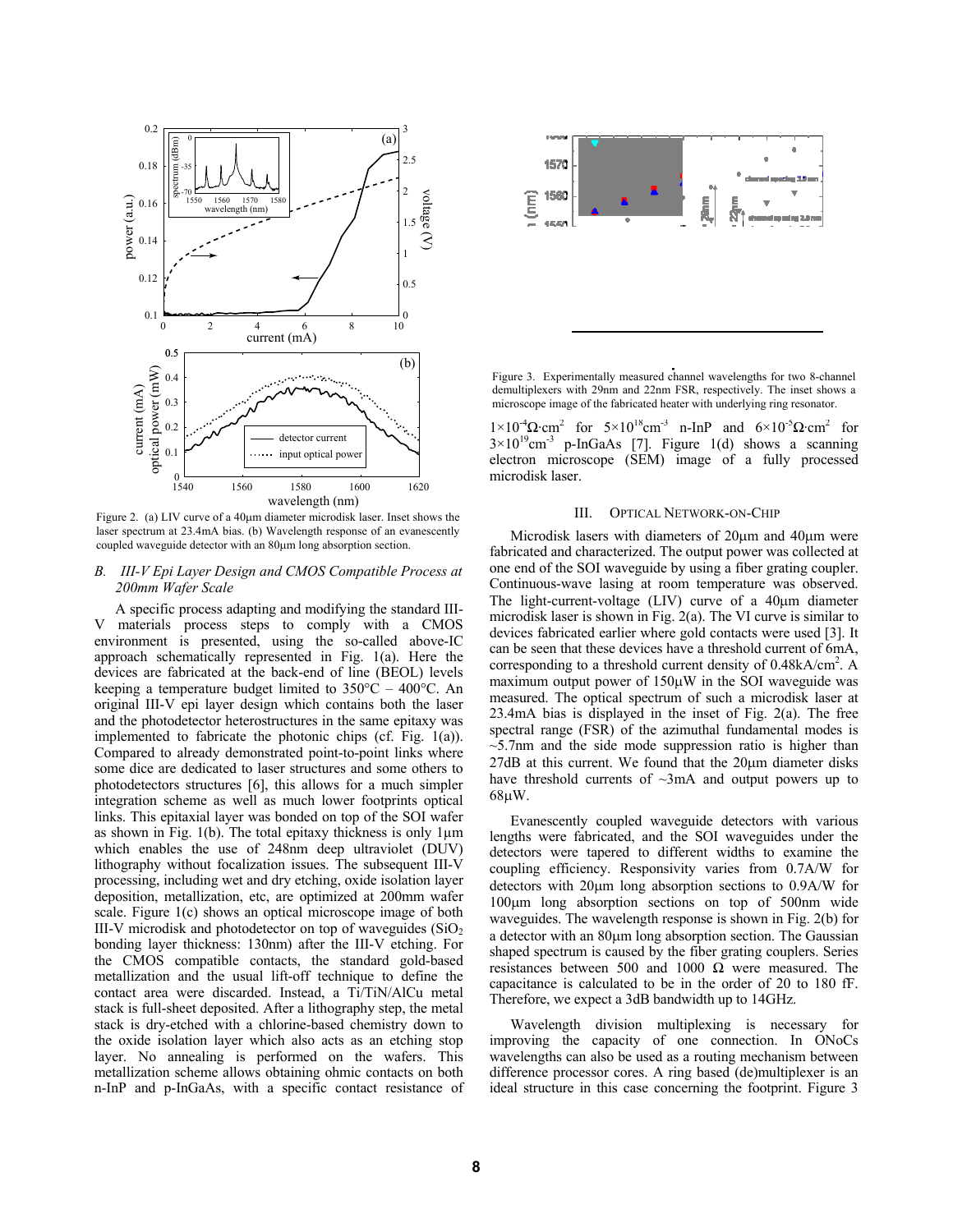Figure 2. (a) LIV curve of a 40μm diameter microdisk laser. Inset shows the laser spectrum at 23.4mA bias. (b) Wavelength response of an evanescently coupled waveguide detector with an 80μm long absorption section.

### *B. III-V Epi Layer Design and CMOS Compatible Process at 200mm Wafer Scale*

A specific process adapting and modifying the standard III-V materials process steps to comply with a CMOS environment is presented, using the so-called above-IC approach schematically represented in Fig. 1(a). Here the devices are fabricated at the back-end of line (BEOL) levels keeping a temperature budget limited to 350°C – 400°C. An original III-V epi layer design which contains both the laser and the photodetector heterostructures in the same epitaxy was implemented to fabricate the photonic chips (cf. Fig. 1(a)). Compared to already demonstrated point-to-point links where some dice are dedicated to laser structures and some others to photodetectors structures [6], this allows for a much simpler integration scheme as well as much lower footprints optical links. This epitaxial layer was bonded on top of the SOI wafer as shown in Fig. 1(b). The total epitaxy thickness is only 1μm which enables the use of 248nm deep ultraviolet (DUV) lithography without focalization issues. The subsequent III-V processing, including wet and dry etching, oxide isolation layer deposition, metallization, etc, are optimized at 200mm wafer scale. Figure 1(c) shows an optical microscope image of both III-V microdisk and photodetector on top of waveguides ($SiO_2$ bonding layer thickness: 130nm) after the III-V etching. For the CMOS compatible contacts, the standard gold-based metallization and the usual lift-off technique to define the contact area were discarded. Instead, a Ti/TiN/AlCu metal stack is full-sheet deposited. After a lithography step, the metal stack is dry-etched with a chlorine-based chemistry down to the oxide isolation layer which also acts as an etching stop layer. No annealing is performed on the wafers. This metallization scheme allows obtaining ohmic contacts on both n-InP and p-InGaAs, with a specific contact resistance of $1\times10^{-4}\Omega\cdot cm^2$ for $5\times10^{18}cm^{-3}$ n-InP and $6\times10^{-5}\Omega\cdot cm^2$ for $3\times10^{19}cm^{-3}$ p-InGaAs [7]. Figure 1(d) shows a scanning electron microscope (SEM) image of a fully processed microdisk laser.

Figure 3. Experimentally measured channel wavelengths for two 8-channel demultiplexers with 29nm and 22nm FSR, respectively. The inset shows a microscope image of the fabricated heater with underlying ring resonator.

## III. OPTICAL NETWORK-ON-CHIP

Microdisk lasers with diameters of 20μm and 40μm were fabricated and characterized. The output power was collected at one end of the SOI waveguide by using a fiber grating coupler. Continuous-wave lasing at room temperature was observed. The light-current-voltage (LIV) curve of a 40μm diameter microdisk laser is shown in Fig. 2(a). The VI curve is similar to devices fabricated earlier where gold contacts were used [3]. It can be seen that these devices have a threshold current of 6mA, corresponding to a threshold current density of 0.48kA/cm$^2$. A maximum output power of 150μW in the SOI waveguide was measured. The optical spectrum of such a microdisk laser at 23.4mA bias is displayed in the inset of Fig. 2(a). The free spectral range (FSR) of the azimuthal fundamental modes is ~5.7nm and the side mode suppression ratio is higher than 27dB at this current. We found that the 20μm diameter disks have threshold currents of ~3mA and output powers up to 68μW.

Evanescently coupled waveguide detectors with various lengths were fabricated, and the SOI waveguides under the detectors were tapered to different widths to examine the coupling efficiency. Responsivity varies from 0.7A/W for detectors with 20μm long absorption sections to 0.9A/W for 100μm long absorption sections on top of 500nm wide waveguides. The wavelength response is shown in Fig. 2(b) for a detector with an 80μm long absorption section. The Gaussian shaped spectrum is caused by the fiber grating couplers. Series resistances between 500 and 1000 Ω were measured. The capacitance is calculated to be in the order of 20 to 180 fF. Therefore, we expect a 3dB bandwidth up to 14GHz.

Wavelength division multiplexing is necessary for improving the capacity of one connection. In ONoCs wavelengths can also be used as a routing mechanism between difference processor cores. A ring based (de)multiplexer is an ideal structure in this case concerning the footprint. Figure 3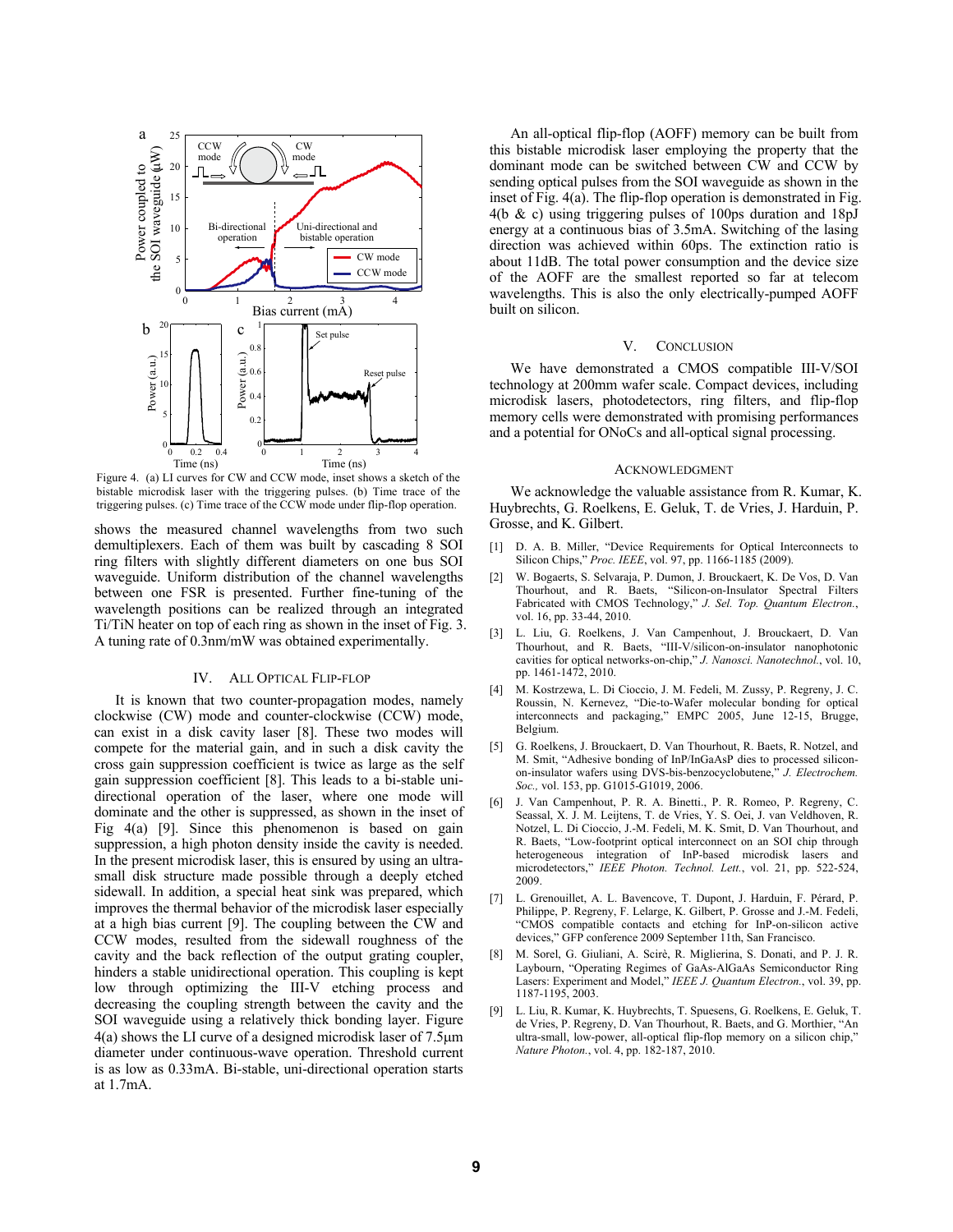a

CCW mode

CW mode

Power coupled to the SOI waveguide (μW)

25

20

15

10

5

0

Bi-directional operation

Uni-directional and bistable operation

CW mode

CCW mode

0 1 2 3 4

Bias current (mA)

b

Power (a.u.)

20

15

10

5

0

0 0.2 0.4

Time (ns)

c

Power (a.u.)

1

0.8

0.6

0.4

0.2

0

Set pulse

Reset pulse

0 1 2 3 4

Time (ns)

Figure 4. (a) LI curves for CW and CCW mode, inset shows a sketch of the bistable microdisk laser with the triggering pulses. (b) Time trace of the triggering pulses. (c) Time trace of the CCW mode under flip-flop operation.

shows the measured channel wavelengths from two such demultiplexers. Each of them was built by cascading 8 SOI ring filters with slightly different diameters on one bus SOI waveguide. Uniform distribution of the channel wavelengths between one FSR is presented. Further fine-tuning of the wavelength positions can be realized through an integrated Ti/TiN heater on top of each ring as shown in the inset of Fig. 3. A tuning rate of 0.3nm/mW was obtained experimentally.

## IV. All Optical Flip-Flop

It is known that two counter-propagation modes, namely clockwise (CW) mode and counter-clockwise (CCW) mode, can exist in a disk cavity laser [8]. These two modes will compete for the material gain, and in such a disk cavity the cross gain suppression coefficient is twice as large as the self gain suppression coefficient [8]. This leads to a bi-stable uni-directional operation of the laser, where one mode will dominate and the other is suppressed, as shown in the inset of Fig 4(a) [9]. Since this phenomenon is based on gain suppression, a high photon density inside the cavity is needed. In the present microdisk laser, this is ensured by using an ultra-small disk structure made possible through a deeply etched sidewall. In addition, a special heat sink was prepared, which improves the thermal behavior of the microdisk laser especially at a high bias current [9]. The coupling between the CW and CCW modes, resulted from the sidewall roughness of the cavity and the back reflection of the output grating coupler, hinders a stable unidirectional operation. This coupling is kept low through optimizing the III-V etching process and decreasing the coupling strength between the cavity and the SOI waveguide using a relatively thick bonding layer. Figure 4(a) shows the LI curve of a designed microdisk laser of 7.5μm diameter under continuous-wave operation. Threshold current is as low as 0.33mA. Bi-stable, uni-directional operation starts at 1.7mA.

An all-optical flip-flop (AOFF) memory can be built from this bistable microdisk laser employing the property that the dominant mode can be switched between CW and CCW by sending optical pulses from the SOI waveguide as shown in the inset of Fig. 4(a). The flip-flop operation is demonstrated in Fig. 4(b & c) using triggering pulses of 100ps duration and 18pJ energy at a continuous bias of 3.5mA. Switching of the lasing direction was achieved within 60ps. The extinction ratio is about 11dB. The total power consumption and the device size of the AOFF are the smallest reported so far at telecom wavelengths. This is also the only electrically-pumped AOFF built on silicon.

## V. Conclusion

We have demonstrated a CMOS compatible III-V/SOI technology at 200mm wafer scale. Compact devices, including microdisk lasers, photodetectors, ring filters, and flip-flop memory cells were demonstrated with promising performances and a potential for ONoCs and all-optical signal processing.

## Acknowledgment

We acknowledge the valuable assistance from R. Kumar, K. Huybrechts, G. Roelkens, E. Geluk, T. de Vries, J. Harduin, P. Grosse, and K. Gilbert.

[1] D. A. B. Miller, "Device Requirements for Optical Interconnects to Silicon Chips," *Proc. IEEE*, vol. 97, pp. 1166-1185 (2009).

[2] W. Bogaerts, S. Selvaraja, P. Dumon, J. Brouckaert, K. De Vos, D. Van Thourhout, and R. Baets, "Silicon-on-Insulator Spectral Filters Fabricated with CMOS Technology," *J. Sel. Top. Quantum Electron.*, vol. 16, pp. 33-44, 2010.

[3] L. Liu, G. Roelkens, J. Van Campenhout, J. Brouckaert, D. Van Thourhout, and R. Baets, "III-V/silicon-on-insulator nanophotonic cavities for optical networks-on-chip," *J. Nanosci. Nanotechnol.*, vol. 10, pp. 1461-1472, 2010.

[4] M. Kostrzewa, L. Di Cioccio, J. M. Fedeli, M. Zussy, P. Regreny, J. C. Roussin, N. Kernevez, "Die-to-Wafer molecular bonding for optical interconnects and packaging," EMPC 2005, June 12-15, Brugge, Belgium.

[5] G. Roelkens, J. Brouckaert, D. Van Thourhout, R. Baets, R. Notzel, and M. Smit, "Adhesive bonding of InP/InGaAsP dies to processed silicon-on-insulator wafers using DVS-bis-benzocyclobutene," *J. Electrochem. Soc.*, vol. 153, pp. G1015-G1019, 2006.

[6] J. Van Campenhout, P. R. A. Binetti., P. R. Romeo, P. Regreny, C. Seassal, X. J. M. Leijtens, T. de Vries, Y. S. Oei, J. van Veldhoven, R. Notzel, L. Di Cioccio, J.-M. Fedeli, M. K. Smit, D. Van Thourhout, and R. Baets, "Low-footprint optical interconnect on an SOI chip through heterogeneous integration of InP-based microdisk lasers and microdetectors," *IEEE Photon. Technol. Lett.*, vol. 21, pp. 522-524, 2009.

[7] L. Grenouillet, A. L. Bavencove, T. Dupont, J. Harduin, F. Pérard, P. Philippe, P. Regreny, F. Lelarge, K. Gilbert, P. Grosse and J.-M. Fedeli, "CMOS compatible contacts and etching for InP-on-silicon active devices," GFP conference 2009 September 11th, San Francisco.

[8] M. Sorel, G. Giuliani, A. Scirè, R. Miglierina, S. Donati, and P. J. R. Laybourn, "Operating Regimes of GaAs-AlGaAs Semiconductor Ring Lasers: Experiment and Model," *IEEE J. Quantum Electron.*, vol. 39, pp. 1187-1195, 2003.

[9] L. Liu, R. Kumar, K. Huybrechts, T. Spuesens, G. Roelkens, E. Geluk, T. de Vries, P. Regreny, D. Van Thourhout, R. Baets, and G. Morthier, "An ultra-small, low-power, all-optical flip-flop memory on a silicon chip," *Nature Photon.*, vol. 4, pp. 182-187, 2010.